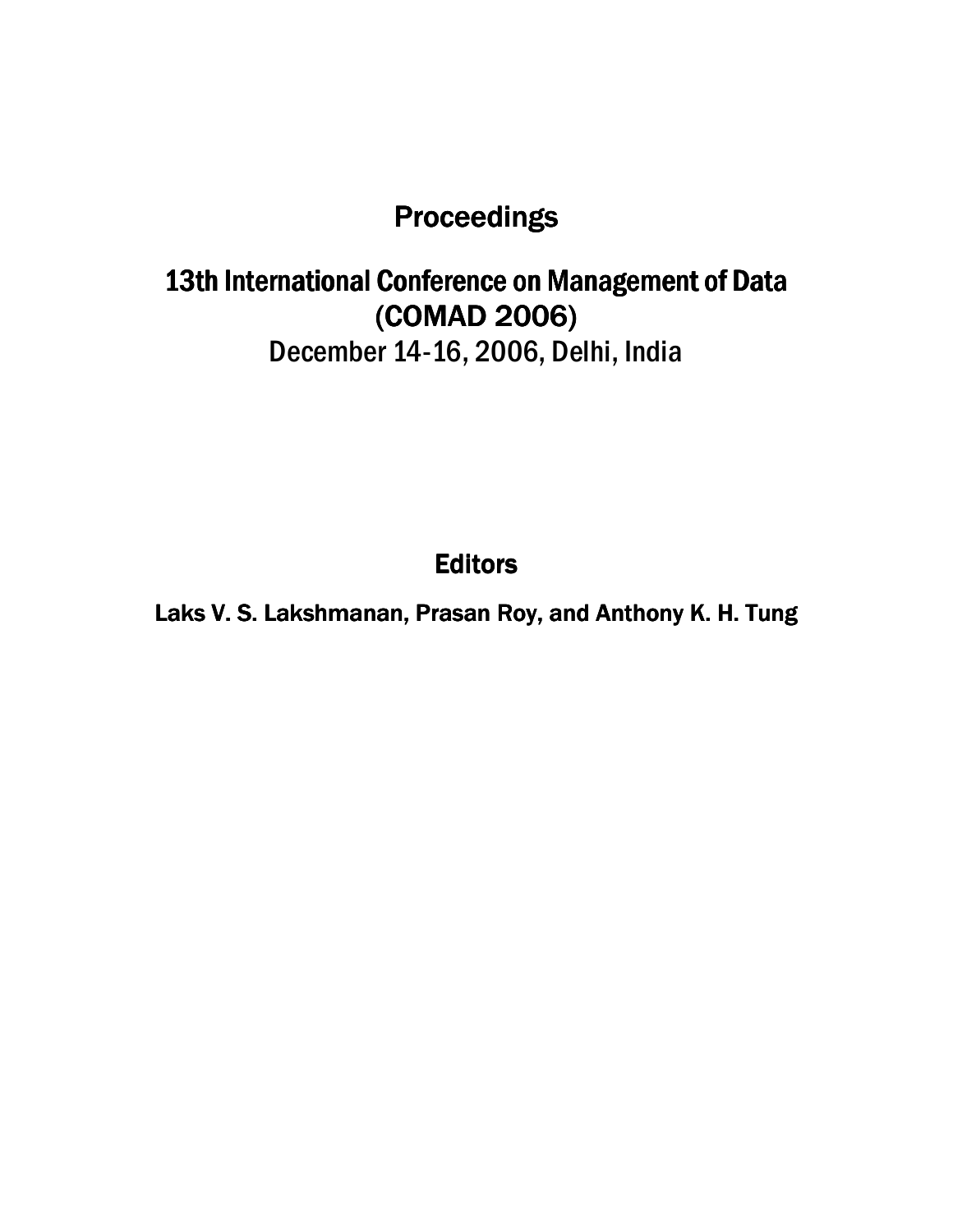# Proceedings

## 13th International Conference on Management of Data (COMAD 2006)

December 14-16, 2006, Delhi, India

### Editors

**Laks V. S. Lakshmanan, Prasan Roy, and Anthony K. H. Tung**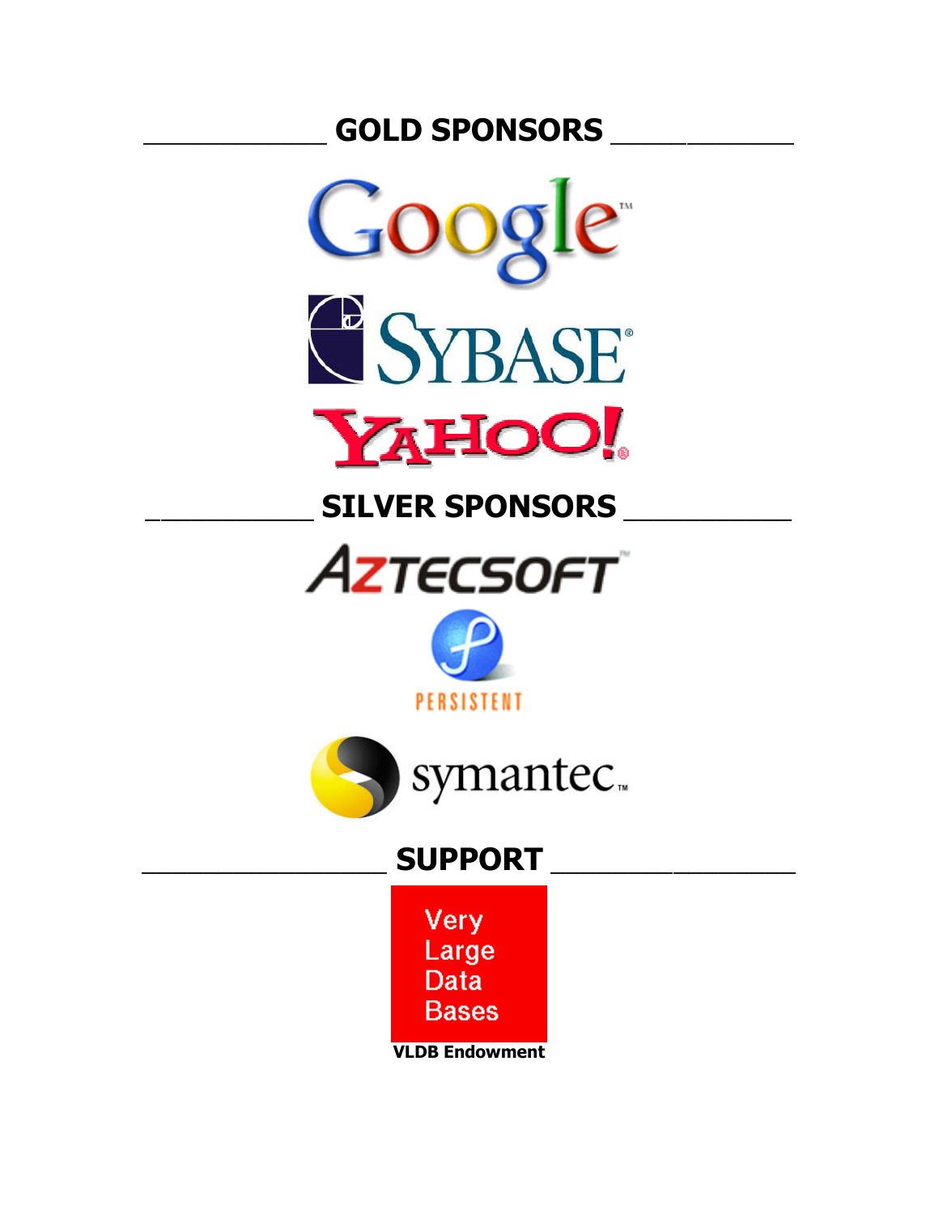## GOLD SPONSORS

Google

SYBASE

YAHOO!

## SILVER SPONSORS

AZTECSOFT

PERSISTENT

symantec.

## SUPPORT

Very Large Data Bases

**VLDB Endowment**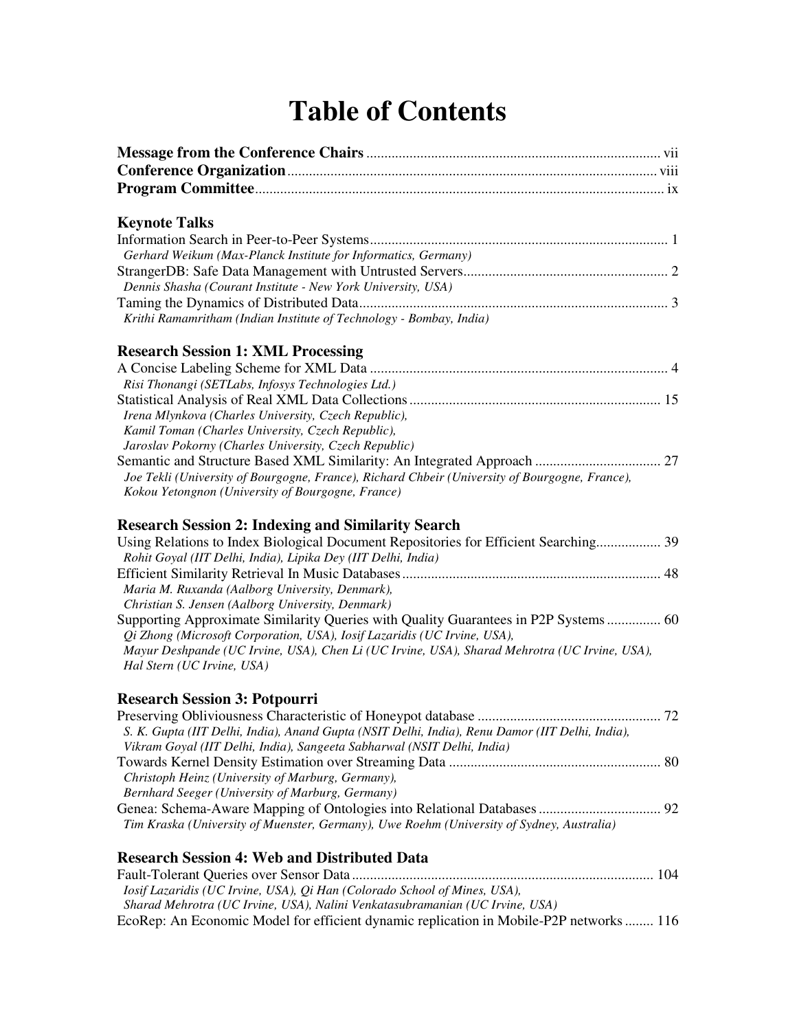# Table of Contents

**Message from the Conference Chairs** ................................................................................ vii
**Conference Organization** ..................................................................................................... viii
**Program Committee** ............................................................................................................... ix

## Keynote Talks

Information Search in Peer-to-Peer Systems ................................................................................ 1
*Gerhard Weikum (Max-Planck Institute for Informatics, Germany)*
StrangerDB: Safe Data Management with Untrusted Servers ........................................................ 2
*Dennis Shasha (Courant Institute - New York University, USA)*
Taming the Dynamics of Distributed Data .................................................................................... 3
*Krithi Ramamritham (Indian Institute of Technology - Bombay, India)*

## Research Session 1: XML Processing

A Concise Labeling Scheme for XML Data .................................................................................... 4
*Risi Thonangi (SETLabs, Infosys Technologies Ltd.)*
Statistical Analysis of Real XML Data Collections ...................................................................... 15
*Irena Mlynkova (Charles University, Czech Republic),*
*Kamil Toman (Charles University, Czech Republic),*
*Jaroslav Pokorny (Charles University, Czech Republic)*
Semantic and Structure Based XML Similarity: An Integrated Approach .................................. 27
*Joe Tekli (University of Bourgogne, France), Richard Chbeir (University of Bourgogne, France),*
*Kokou Yetongnon (University of Bourgogne, France)*

## Research Session 2: Indexing and Similarity Search

Using Relations to Index Biological Document Repositories for Efficient Searching .................. 39
*Rohit Goyal (IIT Delhi, India), Lipika Dey (IIT Delhi, India)*
Efficient Similarity Retrieval In Music Databases ........................................................................ 48
*Maria M. Ruxanda (Aalborg University, Denmark),*
*Christian S. Jensen (Aalborg University, Denmark)*
Supporting Approximate Similarity Queries with Quality Guarantees in P2P Systems ............... 60
*Qi Zhong (Microsoft Corporation, USA), Iosif Lazaridis (UC Irvine, USA),*
*Mayur Deshpande (UC Irvine, USA), Chen Li (UC Irvine, USA), Sharad Mehrotra (UC Irvine, USA),*
*Hal Stern (UC Irvine, USA)*

## Research Session 3: Potpourri

Preserving Obliviousness Characteristic of Honeypot database ................................................... 72
*S. K. Gupta (IIT Delhi, India), Anand Gupta (NSIT Delhi, India), Renu Damor (IIT Delhi, India),*
*Vikram Goyal (IIT Delhi, India), Sangeeta Sabharwal (NSIT Delhi, India)*
Towards Kernel Density Estimation over Streaming Data ........................................................... 80
*Christoph Heinz (University of Marburg, Germany),*
*Bernhard Seeger (University of Marburg, Germany)*
Genea: Schema-Aware Mapping of Ontologies into Relational Databases .................................. 92
*Tim Kraska (University of Muenster, Germany), Uwe Roehm (University of Sydney, Australia)*

## Research Session 4: Web and Distributed Data

Fault-Tolerant Queries over Sensor Data .................................................................................... 104
*Iosif Lazaridis (UC Irvine, USA), Qi Han (Colorado School of Mines, USA),*
*Sharad Mehrotra (UC Irvine, USA), Nalini Venkatasubramanian (UC Irvine, USA)*
EcoRep: An Economic Model for efficient dynamic replication in Mobile-P2P networks ........ 116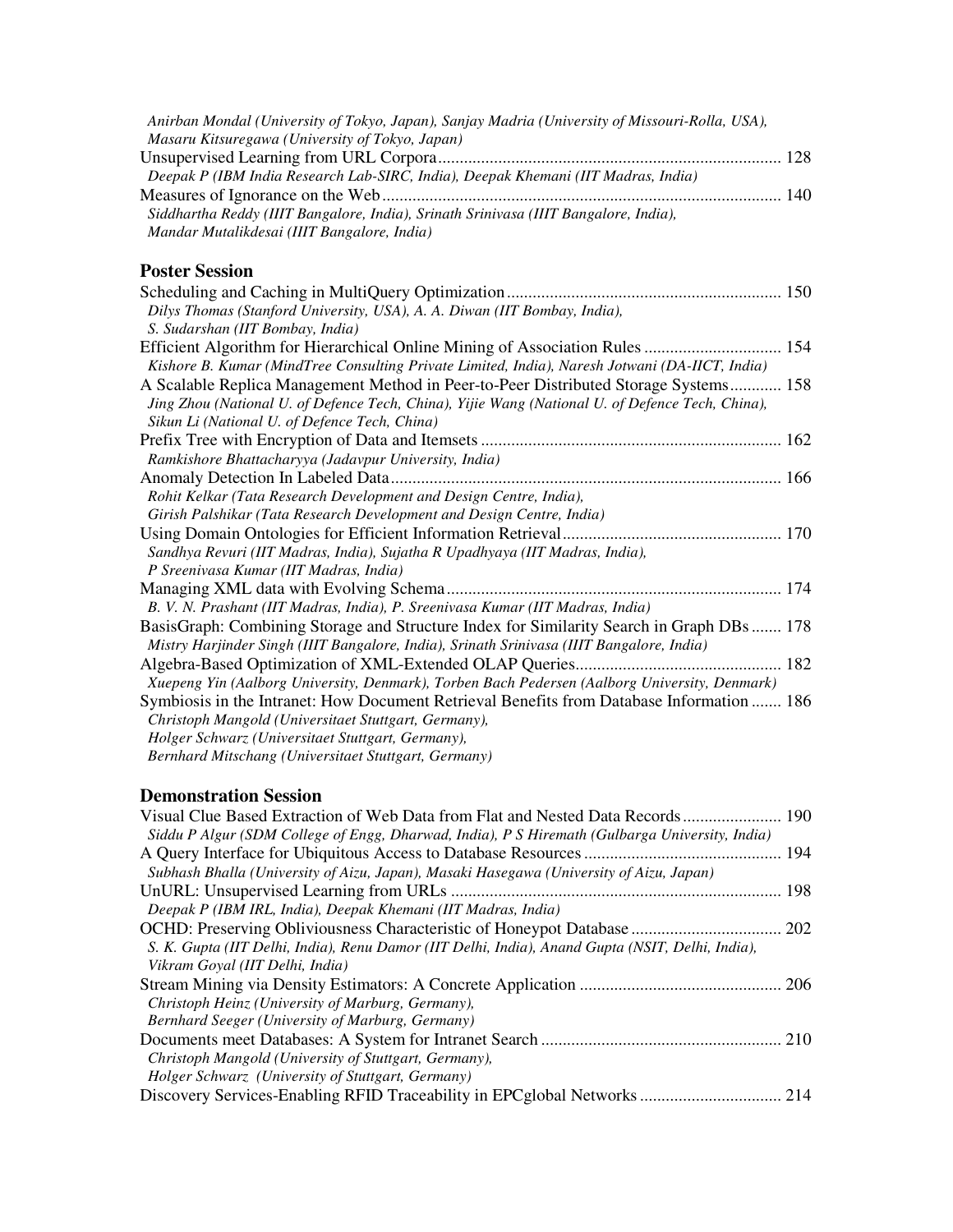*Anirban Mondal (University of Tokyo, Japan), Sanjay Madria (University of Missouri-Rolla, USA), Masaru Kitsuregawa (University of Tokyo, Japan)*

Unsupervised Learning from URL Corpora ... 128
*Deepak P (IBM India Research Lab-SIRC, India), Deepak Khemani (IIT Madras, India)*

Measures of Ignorance on the Web ... 140
*Siddhartha Reddy (IIIT Bangalore, India), Srinath Srinivasa (IIIT Bangalore, India), Mandar Mutalikdesai (IIIT Bangalore, India)*

## Poster Session

Scheduling and Caching in MultiQuery Optimization ... 150
*Dilys Thomas (Stanford University, USA), A. A. Diwan (IIT Bombay, India), S. Sudarshan (IIT Bombay, India)*

Efficient Algorithm for Hierarchical Online Mining of Association Rules ... 154
*Kishore B. Kumar (MindTree Consulting Private Limited, India), Naresh Jotwani (DA-IICT, India)*

A Scalable Replica Management Method in Peer-to-Peer Distributed Storage Systems ... 158
*Jing Zhou (National U. of Defence Tech, China), Yijie Wang (National U. of Defence Tech, China), Sikun Li (National U. of Defence Tech, China)*

Prefix Tree with Encryption of Data and Itemsets ... 162
*Ramkishore Bhattacharyya (Jadavpur University, India)*

Anomaly Detection In Labeled Data ... 166
*Rohit Kelkar (Tata Research Development and Design Centre, India), Girish Palshikar (Tata Research Development and Design Centre, India)*

Using Domain Ontologies for Efficient Information Retrieval ... 170
*Sandhya Revuri (IIT Madras, India), Sujatha R Upadhyaya (IIT Madras, India), P Sreenivasa Kumar (IIT Madras, India)*

Managing XML data with Evolving Schema ... 174
*B. V. N. Prashant (IIT Madras, India), P. Sreenivasa Kumar (IIT Madras, India)*

BasisGraph: Combining Storage and Structure Index for Similarity Search in Graph DBs ... 178
*Mistry Harjinder Singh (IIIT Bangalore, India), Srinath Srinivasa (IIIT Bangalore, India)*

Algebra-Based Optimization of XML-Extended OLAP Queries ... 182
*Xuepeng Yin (Aalborg University, Denmark), Torben Bach Pedersen (Aalborg University, Denmark)*

Symbiosis in the Intranet: How Document Retrieval Benefits from Database Information ... 186
*Christoph Mangold (Universitaet Stuttgart, Germany), Holger Schwarz (Universitaet Stuttgart, Germany), Bernhard Mitschang (Universitaet Stuttgart, Germany)*

## Demonstration Session

Visual Clue Based Extraction of Web Data from Flat and Nested Data Records ... 190
*Siddu P Algur (SDM College of Engg, Dharwad, India), P S Hiremath (Gulbarga University, India)*

A Query Interface for Ubiquitous Access to Database Resources ... 194
*Subhash Bhalla (University of Aizu, Japan), Masaki Hasegawa (University of Aizu, Japan)*

UnURL: Unsupervised Learning from URLs ... 198
*Deepak P (IBM IRL, India), Deepak Khemani (IIT Madras, India)*

OCHD: Preserving Obliviousness Characteristic of Honeypot Database ... 202
*S. K. Gupta (IIT Delhi, India), Renu Damor (IIT Delhi, India), Anand Gupta (NSIT, Delhi, India), Vikram Goyal (IIT Delhi, India)*

Stream Mining via Density Estimators: A Concrete Application ... 206
*Christoph Heinz (University of Marburg, Germany), Bernhard Seeger (University of Marburg, Germany)*

Documents meet Databases: A System for Intranet Search ... 210
*Christoph Mangold (University of Stuttgart, Germany), Holger Schwarz (University of Stuttgart, Germany)*

Discovery Services-Enabling RFID Traceability in EPCglobal Networks ... 214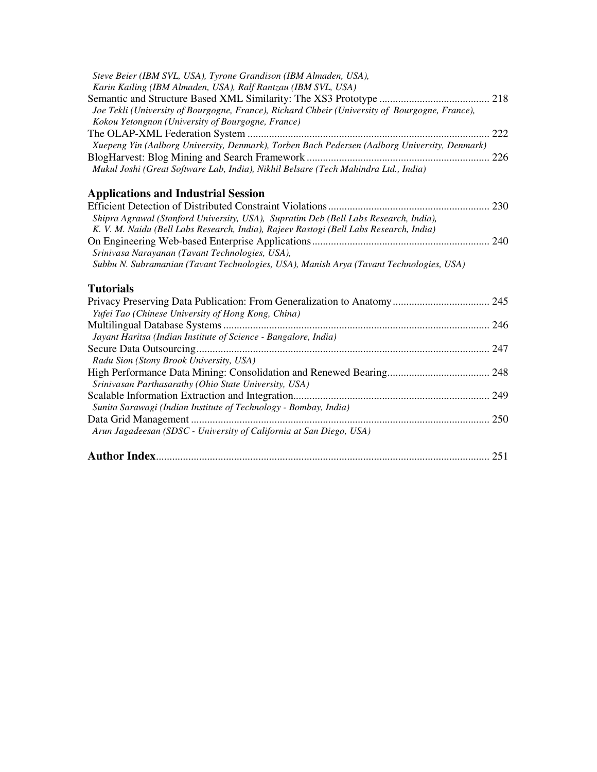*Steve Beier (IBM SVL, USA), Tyrone Grandison (IBM Almaden, USA), Karin Kailing (IBM Almaden, USA), Ralf Rantzau (IBM SVL, USA)*

Semantic and Structure Based XML Similarity: The XS3 Prototype ......................................... 218
*Joe Tekli (University of Bourgogne, France), Richard Chbeir (University of Bourgogne, France), Kokou Yetongnon (University of Bourgogne, France)*

The OLAP-XML Federation System ......................................................................................... 222
*Xuepeng Yin (Aalborg University, Denmark), Torben Bach Pedersen (Aalborg University, Denmark)*

BlogHarvest: Blog Mining and Search Framework .................................................................... 226
*Mukul Joshi (Great Software Lab, India), Nikhil Belsare (Tech Mahindra Ltd., India)*

## Applications and Industrial Session

Efficient Detection of Distributed Constraint Violations ............................................................ 230
*Shipra Agrawal (Stanford University, USA), Supratim Deb (Bell Labs Research, India), K. V. M. Naidu (Bell Labs Research, India), Rajeev Rastogi (Bell Labs Research, India)*

On Engineering Web-based Enterprise Applications ................................................................. 240
*Srinivasa Narayanan (Tavant Technologies, USA), Subbu N. Subramanian (Tavant Technologies, USA), Manish Arya (Tavant Technologies, USA)*

## Tutorials

Privacy Preserving Data Publication: From Generalization to Anatomy .................................... 245
*Yufei Tao (Chinese University of Hong Kong, China)*

Multilingual Database Systems .................................................................................................. 246
*Jayant Haritsa (Indian Institute of Science - Bangalore, India)*

Secure Data Outsourcing ............................................................................................................ 247
*Radu Sion (Stony Brook University, USA)*

High Performance Data Mining: Consolidation and Renewed Bearing ...................................... 248
*Srinivasan Parthasarathy (Ohio State University, USA)*

Scalable Information Extraction and Integration ........................................................................ 249
*Sunita Sarawagi (Indian Institute of Technology - Bombay, India)*

Data Grid Management .............................................................................................................. 250
*Arun Jagadeesan (SDSC - University of California at San Diego, USA)*

**Author Index** .......................................................................................................................... 251